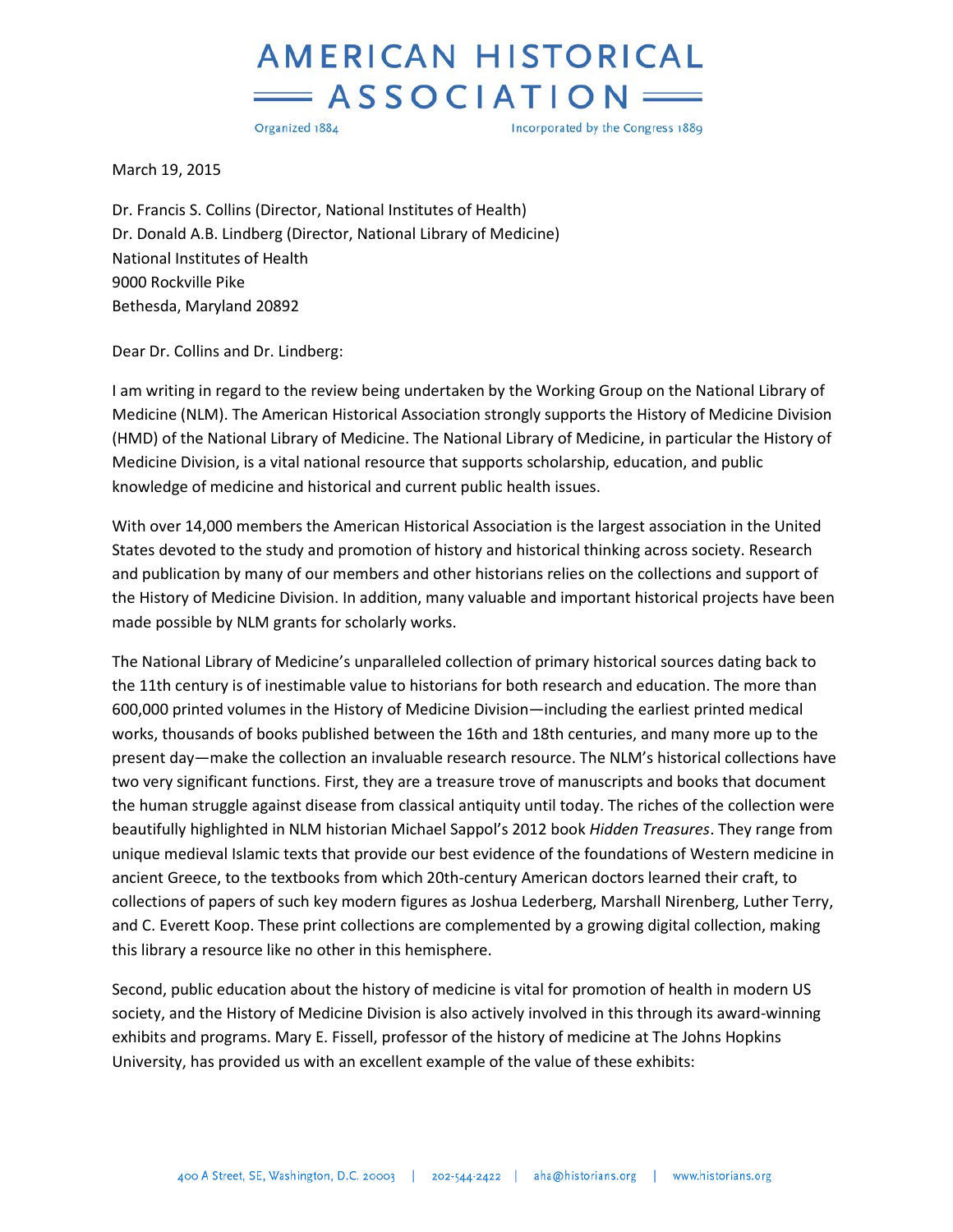# AMERICAN HISTORICAL ASSOCIATION

Organized 1884 — Incorporated by the Congress 1889

March 19, 2015

Dr. Francis S. Collins (Director, National Institutes of Health)
Dr. Donald A.B. Lindberg (Director, National Library of Medicine)
National Institutes of Health
9000 Rockville Pike
Bethesda, Maryland 20892

Dear Dr. Collins and Dr. Lindberg:

I am writing in regard to the review being undertaken by the Working Group on the National Library of Medicine (NLM). The American Historical Association strongly supports the History of Medicine Division (HMD) of the National Library of Medicine. The National Library of Medicine, in particular the History of Medicine Division, is a vital national resource that supports scholarship, education, and public knowledge of medicine and historical and current public health issues.

With over 14,000 members the American Historical Association is the largest association in the United States devoted to the study and promotion of history and historical thinking across society. Research and publication by many of our members and other historians relies on the collections and support of the History of Medicine Division. In addition, many valuable and important historical projects have been made possible by NLM grants for scholarly works.

The National Library of Medicine's unparalleled collection of primary historical sources dating back to the 11th century is of inestimable value to historians for both research and education. The more than 600,000 printed volumes in the History of Medicine Division—including the earliest printed medical works, thousands of books published between the 16th and 18th centuries, and many more up to the present day—make the collection an invaluable research resource. The NLM's historical collections have two very significant functions. First, they are a treasure trove of manuscripts and books that document the human struggle against disease from classical antiquity until today. The riches of the collection were beautifully highlighted in NLM historian Michael Sappol's 2012 book *Hidden Treasures*. They range from unique medieval Islamic texts that provide our best evidence of the foundations of Western medicine in ancient Greece, to the textbooks from which 20th-century American doctors learned their craft, to collections of papers of such key modern figures as Joshua Lederberg, Marshall Nirenberg, Luther Terry, and C. Everett Koop. These print collections are complemented by a growing digital collection, making this library a resource like no other in this hemisphere.

Second, public education about the history of medicine is vital for promotion of health in modern US society, and the History of Medicine Division is also actively involved in this through its award-winning exhibits and programs. Mary E. Fissell, professor of the history of medicine at The Johns Hopkins University, has provided us with an excellent example of the value of these exhibits: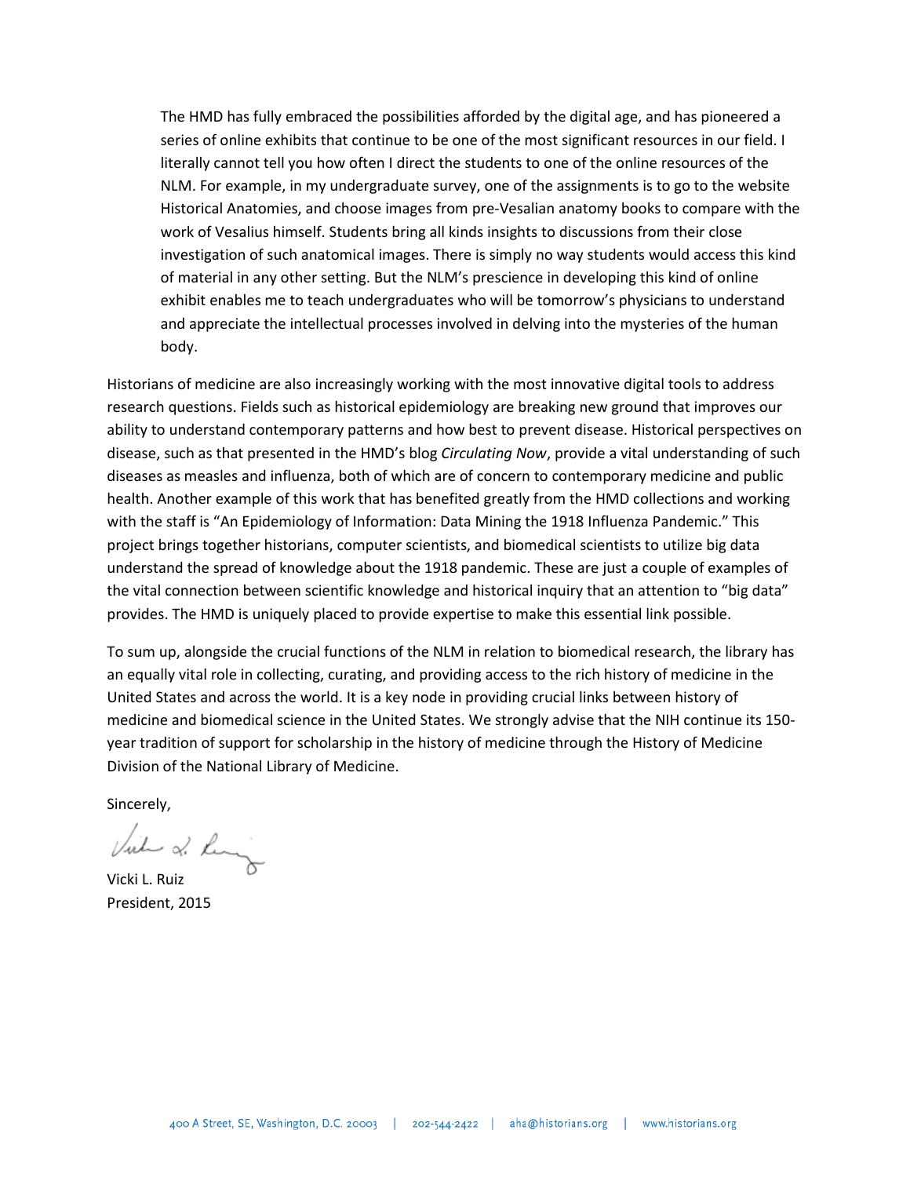> The HMD has fully embraced the possibilities afforded by the digital age, and has pioneered a series of online exhibits that continue to be one of the most significant resources in our field. I literally cannot tell you how often I direct the students to one of the online resources of the NLM. For example, in my undergraduate survey, one of the assignments is to go to the website Historical Anatomies, and choose images from pre-Vesalian anatomy books to compare with the work of Vesalius himself. Students bring all kinds insights to discussions from their close investigation of such anatomical images. There is simply no way students would access this kind of material in any other setting. But the NLM's prescience in developing this kind of online exhibit enables me to teach undergraduates who will be tomorrow's physicians to understand and appreciate the intellectual processes involved in delving into the mysteries of the human body.

Historians of medicine are also increasingly working with the most innovative digital tools to address research questions. Fields such as historical epidemiology are breaking new ground that improves our ability to understand contemporary patterns and how best to prevent disease. Historical perspectives on disease, such as that presented in the HMD's blog *Circulating Now*, provide a vital understanding of such diseases as measles and influenza, both of which are of concern to contemporary medicine and public health. Another example of this work that has benefited greatly from the HMD collections and working with the staff is "An Epidemiology of Information: Data Mining the 1918 Influenza Pandemic." This project brings together historians, computer scientists, and biomedical scientists to utilize big data understand the spread of knowledge about the 1918 pandemic. These are just a couple of examples of the vital connection between scientific knowledge and historical inquiry that an attention to "big data" provides. The HMD is uniquely placed to provide expertise to make this essential link possible.

To sum up, alongside the crucial functions of the NLM in relation to biomedical research, the library has an equally vital role in collecting, curating, and providing access to the rich history of medicine in the United States and across the world. It is a key node in providing crucial links between history of medicine and biomedical science in the United States. We strongly advise that the NIH continue its 150-year tradition of support for scholarship in the history of medicine through the History of Medicine Division of the National Library of Medicine.

Sincerely,

Vicki L. Ruiz
President, 2015

400 A Street, SE, Washington, D.C. 20003 | 202-544-2422 | aha@historians.org | www.historians.org